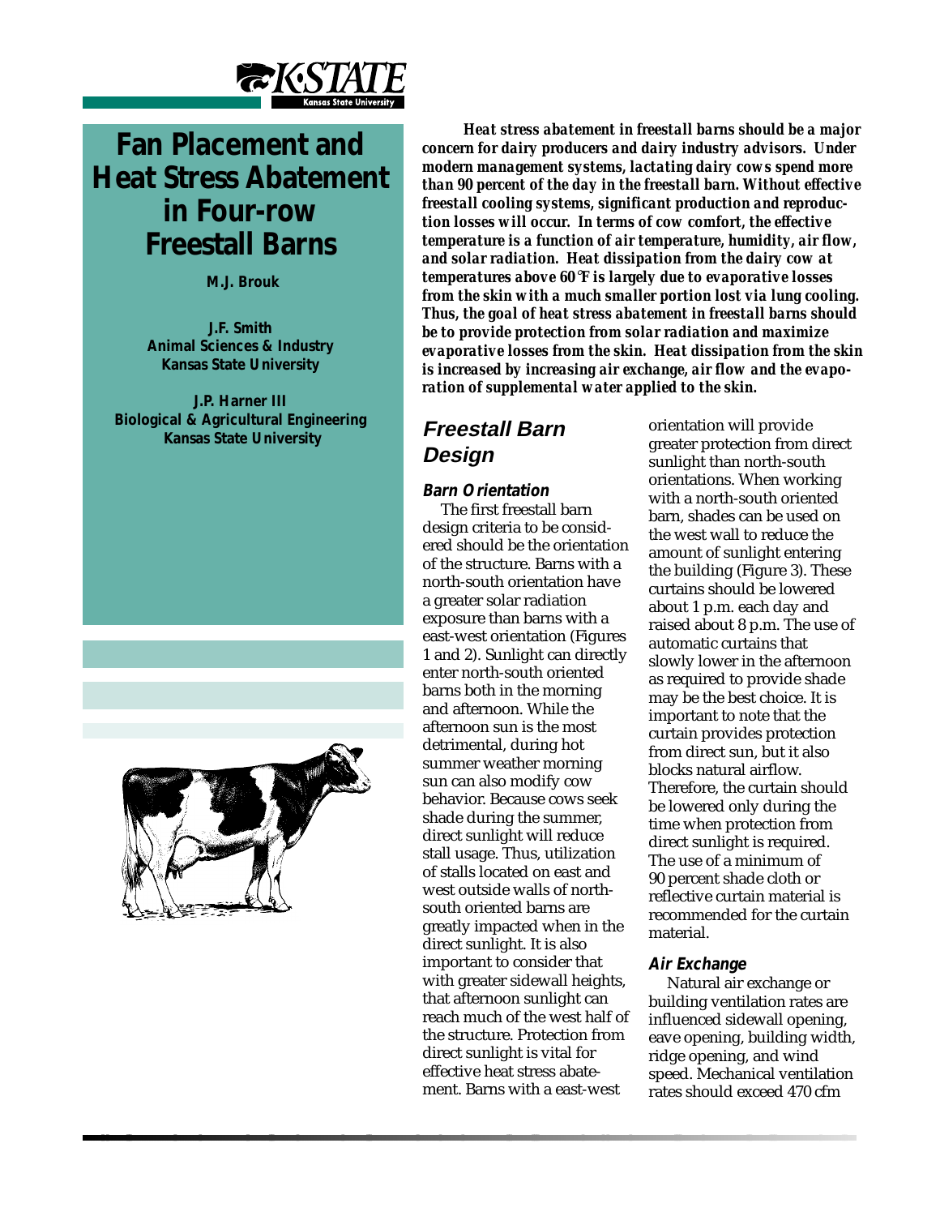# Fan Placement and Heat Stress Abatement in Four-row Freestall Barns

**M.J. Brouk**

**J.F. Smith**
**Animal Sciences & Industry**
**Kansas State University**

**J.P. Harner III**
**Biological & Agricultural Engineering**
**Kansas State University**

***Heat stress abatement in freestall barns should be a major concern for dairy producers and dairy industry advisors. Under modern management systems, lactating dairy cows spend more than 90 percent of the day in the freestall barn. Without effective freestall cooling systems, significant production and reproduction losses will occur. In terms of cow comfort, the effective temperature is a function of air temperature, humidity, air flow, and solar radiation. Heat dissipation from the dairy cow at temperatures above 60°F is largely due to evaporative losses from the skin with a much smaller portion lost via lung cooling. Thus, the goal of heat stress abatement in freestall barns should be to provide protection from solar radiation and maximize evaporative losses from the skin. Heat dissipation from the skin is increased by increasing air exchange, air flow and the evaporation of supplemental water applied to the skin.***

## Freestall Barn Design

### Barn Orientation

The first freestall barn design criteria to be considered should be the orientation of the structure. Barns with a north-south orientation have a greater solar radiation exposure than barns with a east-west orientation (Figures 1 and 2). Sunlight can directly enter north-south oriented barns both in the morning and afternoon. While the afternoon sun is the most detrimental, during hot summer weather morning sun can also modify cow behavior. Because cows seek shade during the summer, direct sunlight will reduce stall usage. Thus, utilization of stalls located on east and west outside walls of north-south oriented barns are greatly impacted when in the direct sunlight. It is also important to consider that with greater sidewall heights, that afternoon sunlight can reach much of the west half of the structure. Protection from direct sunlight is vital for effective heat stress abatement. Barns with a east-west orientation will provide greater protection from direct sunlight than north-south orientations. When working with a north-south oriented barn, shades can be used on the west wall to reduce the amount of sunlight entering the building (Figure 3). These curtains should be lowered about 1 p.m. each day and raised about 8 p.m. The use of automatic curtains that slowly lower in the afternoon as required to provide shade may be the best choice. It is important to note that the curtain provides protection from direct sun, but it also blocks natural airflow. Therefore, the curtain should be lowered only during the time when protection from direct sunlight is required. The use of a minimum of 90 percent shade cloth or reflective curtain material is recommended for the curtain material.

### Air Exchange

Natural air exchange or building ventilation rates are influenced sidewall opening, eave opening, building width, ridge opening, and wind speed. Mechanical ventilation rates should exceed 470 cfm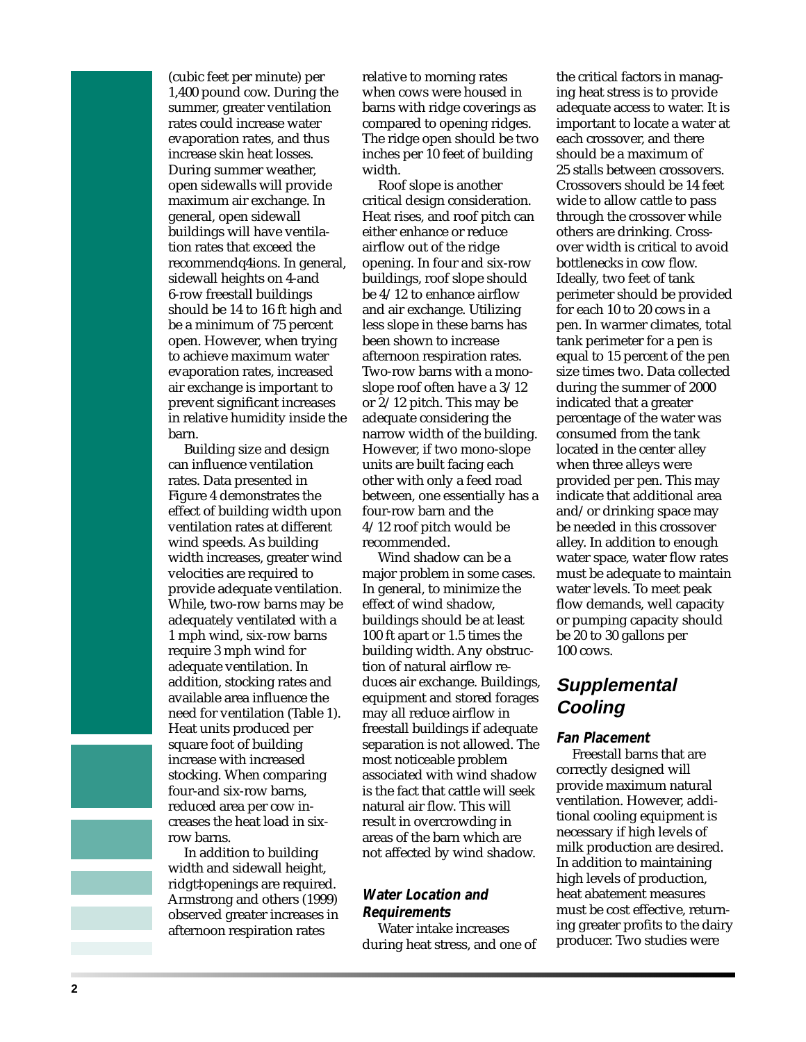(cubic feet per minute) per 1,400 pound cow. During the summer, greater ventilation rates could increase water evaporation rates, and thus increase skin heat losses. During summer weather, open sidewalls will provide maximum air exchange. In general, open sidewall buildings will have ventilation rates that exceed the recommendq4ions. In general, sidewall heights on 4-and 6-row freestall buildings should be 14 to 16 ft high and be a minimum of 75 percent open. However, when trying to achieve maximum water evaporation rates, increased air exchange is important to prevent significant increases in relative humidity inside the barn.

Building size and design can influence ventilation rates. Data presented in Figure 4 demonstrates the effect of building width upon ventilation rates at different wind speeds. As building width increases, greater wind velocities are required to provide adequate ventilation. While, two-row barns may be adequately ventilated with a 1 mph wind, six-row barns require 3 mph wind for adequate ventilation. In addition, stocking rates and available area influence the need for ventilation (Table 1). Heat units produced per square foot of building increase with increased stocking. When comparing four-and six-row barns, reduced area per cow increases the heat load in six-row barns.

In addition to building width and sidewall height, ridgt‡openings are required. Armstrong and others (1999) observed greater increases in afternoon respiration rates relative to morning rates when cows were housed in barns with ridge coverings as compared to opening ridges. The ridge open should be two inches per 10 feet of building width.

Roof slope is another critical design consideration. Heat rises, and roof pitch can either enhance or reduce airflow out of the ridge opening. In four and six-row buildings, roof slope should be 4/12 to enhance airflow and air exchange. Utilizing less slope in these barns has been shown to increase afternoon respiration rates. Two-row barns with a monoslope roof often have a 3/12 or 2/12 pitch. This may be adequate considering the narrow width of the building. However, if two mono-slope units are built facing each other with only a feed road between, one essentially has a four-row barn and the 4/12 roof pitch would be recommended.

Wind shadow can be a major problem in some cases. In general, to minimize the effect of wind shadow, buildings should be at least 100 ft apart or 1.5 times the building width. Any obstruction of natural airflow reduces air exchange. Buildings, equipment and stored forages may all reduce airflow in freestall buildings if adequate separation is not allowed. The most noticeable problem associated with wind shadow is the fact that cattle will seek natural air flow. This will result in overcrowding in areas of the barn which are not affected by wind shadow.

### Water Location and Requirements

Water intake increases during heat stress, and one of the critical factors in managing heat stress is to provide adequate access to water. It is important to locate a water at each crossover, and there should be a maximum of 25 stalls between crossovers. Crossovers should be 14 feet wide to allow cattle to pass through the crossover while others are drinking. Crossover width is critical to avoid bottlenecks in cow flow. Ideally, two feet of tank perimeter should be provided for each 10 to 20 cows in a pen. In warmer climates, total tank perimeter for a pen is equal to 15 percent of the pen size times two. Data collected during the summer of 2000 indicated that a greater percentage of the water was consumed from the tank located in the center alley when three alleys were provided per pen. This may indicate that additional area and/or drinking space may be needed in this crossover alley. In addition to enough water space, water flow rates must be adequate to maintain water levels. To meet peak flow demands, well capacity or pumping capacity should be 20 to 30 gallons per 100 cows.

## Supplemental Cooling

### Fan Placement

Freestall barns that are correctly designed will provide maximum natural ventilation. However, additional cooling equipment is necessary if high levels of milk production are desired. In addition to maintaining high levels of production, heat abatement measures must be cost effective, returning greater profits to the dairy producer. Two studies were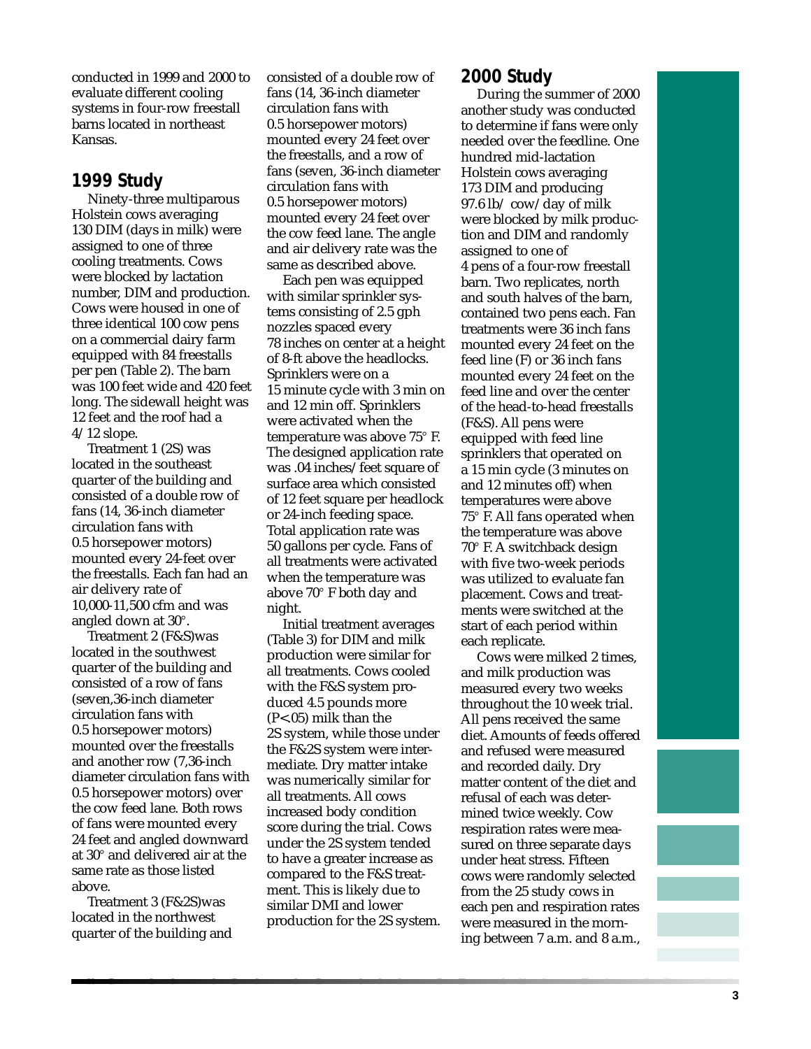conducted in 1999 and 2000 to evaluate different cooling systems in four-row freestall barns located in northeast Kansas.

## 1999 Study

Ninety-three multiparous Holstein cows averaging 130 DIM (days in milk) were assigned to one of three cooling treatments. Cows were blocked by lactation number, DIM and production. Cows were housed in one of three identical 100 cow pens on a commercial dairy farm equipped with 84 freestalls per pen (Table 2). The barn was 100 feet wide and 420 feet long. The sidewall height was 12 feet and the roof had a 4/12 slope.

Treatment 1 (2S) was located in the southeast quarter of the building and consisted of a double row of fans (14, 36-inch diameter circulation fans with 0.5 horsepower motors) mounted every 24-feet over the freestalls. Each fan had an air delivery rate of 10,000-11,500 cfm and was angled down at 30°.

Treatment 2 (F&S)was located in the southwest quarter of the building and consisted of a row of fans (seven,36-inch diameter circulation fans with 0.5 horsepower motors) mounted over the freestalls and another row (7,36-inch diameter circulation fans with 0.5 horsepower motors) over the cow feed lane. Both rows of fans were mounted every 24 feet and angled downward at 30° and delivered air at the same rate as those listed above.

Treatment 3 (F&2S)was located in the northwest quarter of the building and consisted of a double row of fans (14, 36-inch diameter circulation fans with 0.5 horsepower motors) mounted every 24 feet over the freestalls, and a row of fans (seven, 36-inch diameter circulation fans with 0.5 horsepower motors) mounted every 24 feet over the cow feed lane. The angle and air delivery rate was the same as described above.

Each pen was equipped with similar sprinkler systems consisting of 2.5 gph nozzles spaced every 78 inches on center at a height of 8-ft above the headlocks. Sprinklers were on a 15 minute cycle with 3 min on and 12 min off. Sprinklers were activated when the temperature was above 75° F. The designed application rate was .04 inches/feet square of surface area which consisted of 12 feet square per headlock or 24-inch feeding space. Total application rate was 50 gallons per cycle. Fans of all treatments were activated when the temperature was above 70° F both day and night.

Initial treatment averages (Table 3) for DIM and milk production were similar for all treatments. Cows cooled with the F&S system produced 4.5 pounds more (P<.05) milk than the 2S system, while those under the F&2S system were intermediate. Dry matter intake was numerically similar for all treatments. All cows increased body condition score during the trial. Cows under the 2S system tended to have a greater increase as compared to the F&S treatment. This is likely due to similar DMI and lower production for the 2S system.

## 2000 Study

During the summer of 2000 another study was conducted to determine if fans were only needed over the feedline. One hundred mid-lactation Holstein cows averaging 173 DIM and producing 97.6 lb/ cow/day of milk were blocked by milk production and DIM and randomly assigned to one of 4 pens of a four-row freestall barn. Two replicates, north and south halves of the barn, contained two pens each. Fan treatments were 36 inch fans mounted every 24 feet on the feed line (F) or 36 inch fans mounted every 24 feet on the feed line and over the center of the head-to-head freestalls (F&S). All pens were equipped with feed line sprinklers that operated on a 15 min cycle (3 minutes on and 12 minutes off) when temperatures were above 75° F. All fans operated when the temperature was above 70° F. A switchback design with five two-week periods was utilized to evaluate fan placement. Cows and treatments were switched at the start of each period within each replicate.

Cows were milked 2 times, and milk production was measured every two weeks throughout the 10 week trial. All pens received the same diet. Amounts of feeds offered and refused were measured and recorded daily. Dry matter content of the diet and refusal of each was determined twice weekly. Cow respiration rates were measured on three separate days under heat stress. Fifteen cows were randomly selected from the 25 study cows in each pen and respiration rates were measured in the morning between 7 a.m. and 8 a.m.,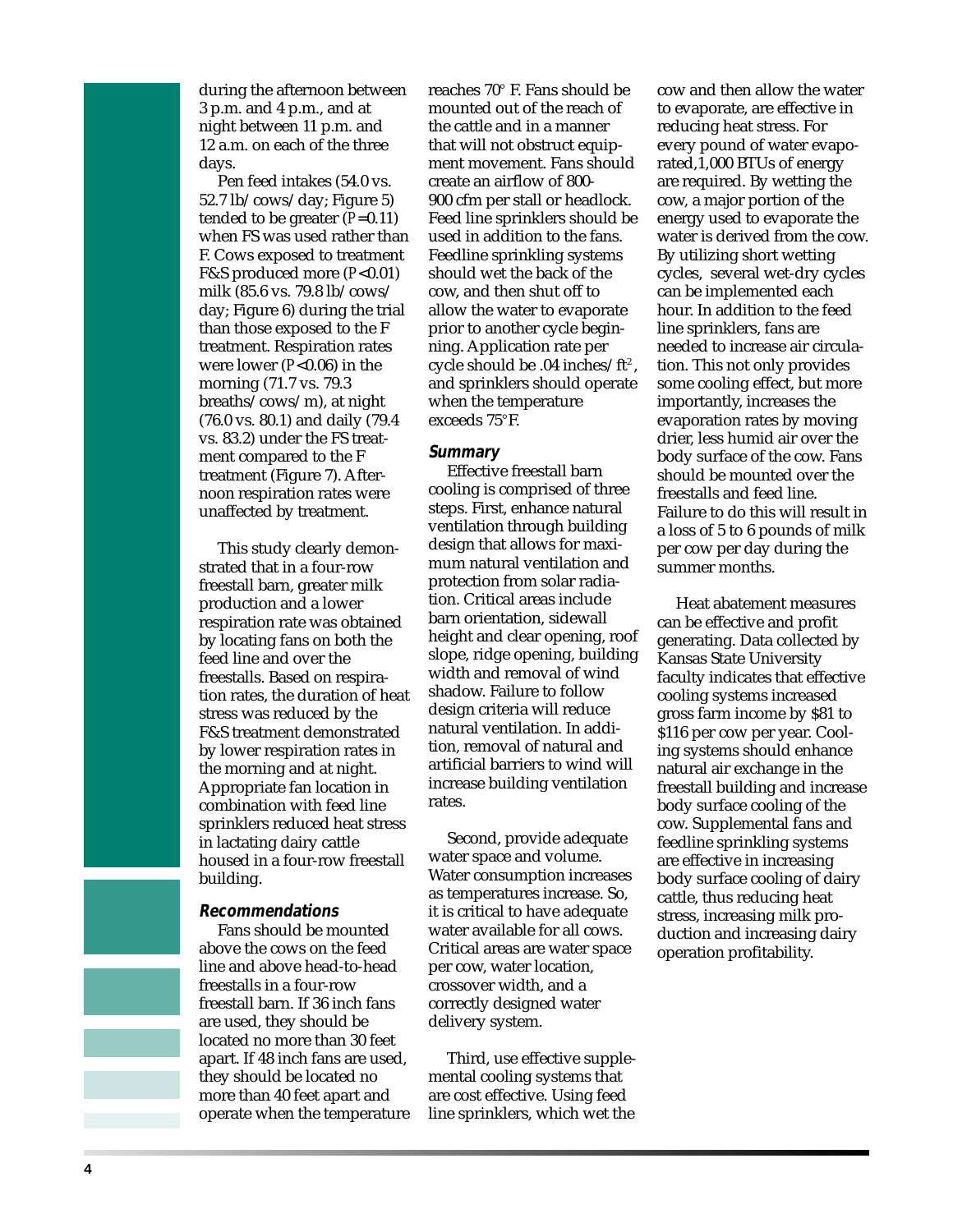during the afternoon between 3 p.m. and 4 p.m., and at night between 11 p.m. and 12 a.m. on each of the three days.

Pen feed intakes (54.0 vs. 52.7 lb/cows/day; Figure 5) tended to be greater ($P$=0.11) when FS was used rather than F. Cows exposed to treatment F&S produced more ($P$<0.01) milk (85.6 vs. 79.8 lb/cows/day; Figure 6) during the trial than those exposed to the F treatment. Respiration rates were lower ($P$<0.06) in the morning (71.7 vs. 79.3 breaths/cows/m), at night (76.0 vs. 80.1) and daily (79.4 vs. 83.2) under the FS treatment compared to the F treatment (Figure 7). Afternoon respiration rates were unaffected by treatment.

This study clearly demonstrated that in a four-row freestall barn, greater milk production and a lower respiration rate was obtained by locating fans on both the feed line and over the freestalls. Based on respiration rates, the duration of heat stress was reduced by the F&S treatment demonstrated by lower respiration rates in the morning and at night. Appropriate fan location in combination with feed line sprinklers reduced heat stress in lactating dairy cattle housed in a four-row freestall building.

## Recommendations

Fans should be mounted above the cows on the feed line and above head-to-head freestalls in a four-row freestall barn. If 36 inch fans are used, they should be located no more than 30 feet apart. If 48 inch fans are used, they should be located no more than 40 feet apart and operate when the temperature reaches 70° F. Fans should be mounted out of the reach of the cattle and in a manner that will not obstruct equipment movement. Fans should create an airflow of 800-900 cfm per stall or headlock. Feed line sprinklers should be used in addition to the fans. Feedline sprinkling systems should wet the back of the cow, and then shut off to allow the water to evaporate prior to another cycle beginning. Application rate per cycle should be .04 inches/ft$^2$, and sprinklers should operate when the temperature exceeds 75°F.

## Summary

Effective freestall barn cooling is comprised of three steps. First, enhance natural ventilation through building design that allows for maximum natural ventilation and protection from solar radiation. Critical areas include barn orientation, sidewall height and clear opening, roof slope, ridge opening, building width and removal of wind shadow. Failure to follow design criteria will reduce natural ventilation. In addition, removal of natural and artificial barriers to wind will increase building ventilation rates.

Second, provide adequate water space and volume. Water consumption increases as temperatures increase. So, it is critical to have adequate water available for all cows. Critical areas are water space per cow, water location, crossover width, and a correctly designed water delivery system.

Third, use effective supplemental cooling systems that are cost effective. Using feed line sprinklers, which wet the cow and then allow the water to evaporate, are effective in reducing heat stress. For every pound of water evaporated,1,000 BTUs of energy are required. By wetting the cow, a major portion of the energy used to evaporate the water is derived from the cow. By utilizing short wetting cycles, several wet-dry cycles can be implemented each hour. In addition to the feed line sprinklers, fans are needed to increase air circulation. This not only provides some cooling effect, but more importantly, increases the evaporation rates by moving drier, less humid air over the body surface of the cow. Fans should be mounted over the freestalls and feed line. Failure to do this will result in a loss of 5 to 6 pounds of milk per cow per day during the summer months.

Heat abatement measures can be effective and profit generating. Data collected by Kansas State University faculty indicates that effective cooling systems increased gross farm income by $81 to $116 per cow per year. Cooling systems should enhance natural air exchange in the freestall building and increase body surface cooling of the cow. Supplemental fans and feedline sprinkling systems are effective in increasing body surface cooling of dairy cattle, thus reducing heat stress, increasing milk production and increasing dairy operation profitability.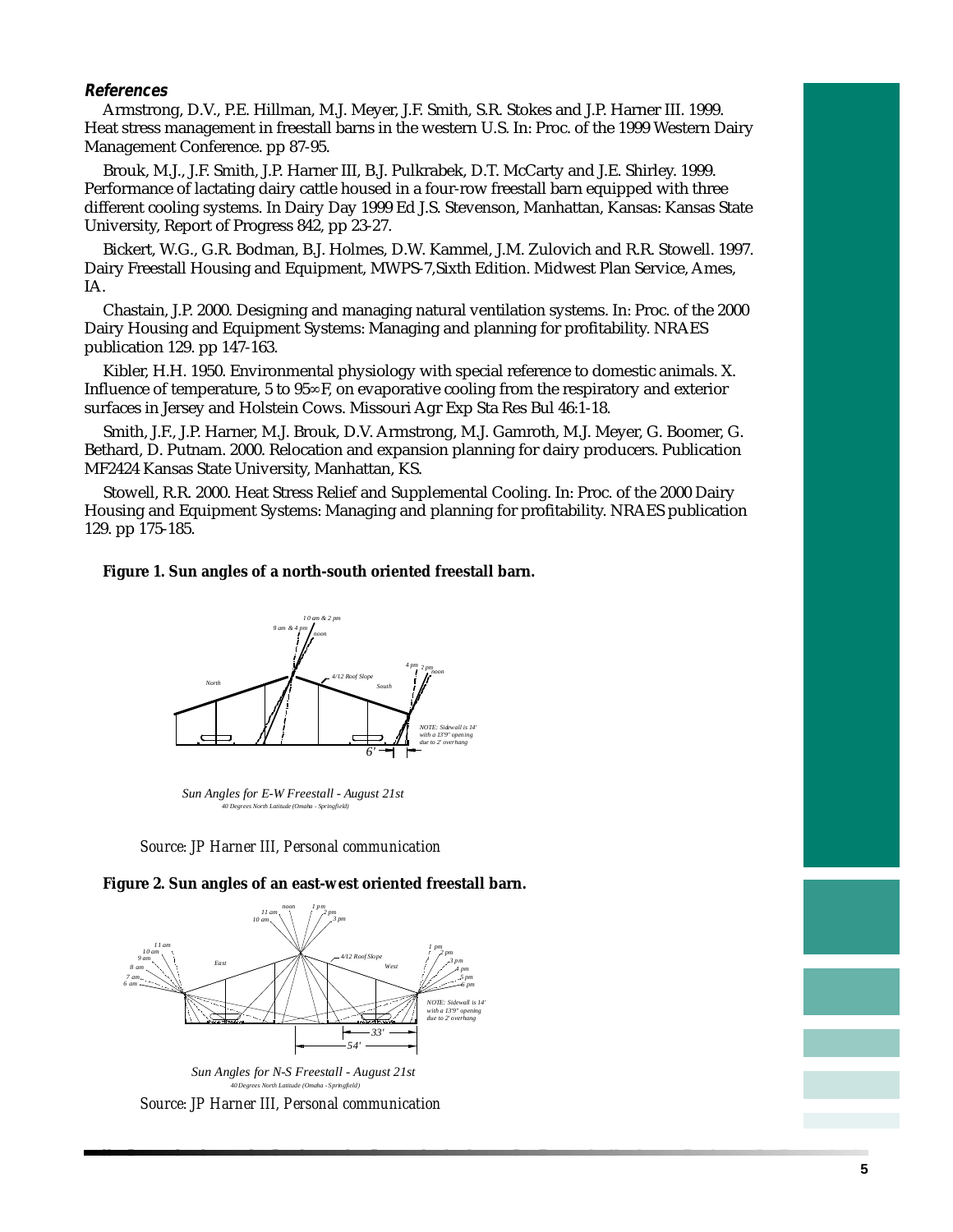### References

Armstrong, D.V., P.E. Hillman, M.J. Meyer, J.F. Smith, S.R. Stokes and J.P. Harner III. 1999. Heat stress management in freestall barns in the western U.S. In: Proc. of the 1999 Western Dairy Management Conference. pp 87-95.

Brouk, M.J., J.F. Smith, J.P. Harner III, B.J. Pulkrabek, D.T. McCarty and J.E. Shirley. 1999. Performance of lactating dairy cattle housed in a four-row freestall barn equipped with three different cooling systems. In Dairy Day 1999 Ed J.S. Stevenson, Manhattan, Kansas: Kansas State University, Report of Progress 842, pp 23-27.

Bickert, W.G., G.R. Bodman, B.J. Holmes, D.W. Kammel, J.M. Zulovich and R.R. Stowell. 1997. Dairy Freestall Housing and Equipment, MWPS-7,Sixth Edition. Midwest Plan Service, Ames, IA.

Chastain, J.P. 2000. Designing and managing natural ventilation systems. In: Proc. of the 2000 Dairy Housing and Equipment Systems: Managing and planning for profitability. NRAES publication 129. pp 147-163.

Kibler, H.H. 1950. Environmental physiology with special reference to domestic animals. X. Influence of temperature, 5 to 95∞F, on evaporative cooling from the respiratory and exterior surfaces in Jersey and Holstein Cows. Missouri Agr Exp Sta Res Bul 46:1-18.

Smith, J.F., J.P. Harner, M.J. Brouk, D.V. Armstrong, M.J. Gamroth, M.J. Meyer, G. Boomer, G. Bethard, D. Putnam. 2000. Relocation and expansion planning for dairy producers. Publication MF2424 Kansas State University, Manhattan, KS.

Stowell, R.R. 2000. Heat Stress Relief and Supplemental Cooling. In: Proc. of the 2000 Dairy Housing and Equipment Systems: Managing and planning for profitability. NRAES publication 129. pp 175-185.

**Figure 1. Sun angles of a north-south oriented freestall barn.**

*Sun Angles for E-W Freestall - August 21st*
*40 Degrees North Latitude (Omaha - Springfield)*

*Source: JP Harner III, Personal communication*

**Figure 2. Sun angles of an east-west oriented freestall barn.**

*Sun Angles for N-S Freestall - August 21st*
*40 Degrees North Latitude (Omaha - Springfield)*

*Source: JP Harner III, Personal communication*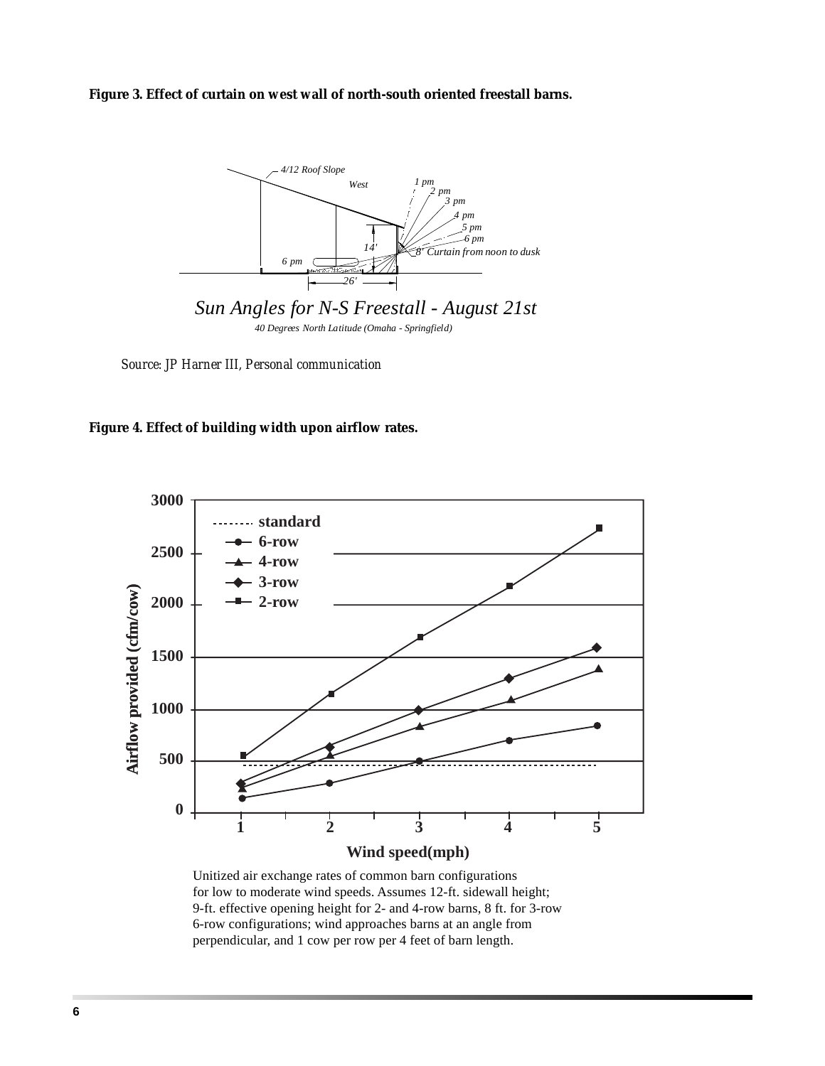**Figure 3. Effect of curtain on west wall of north-south oriented freestall barns.**

*Sun Angles for N-S Freestall - August 21st*

*40 Degrees North Latitude (Omaha - Springfield)*

*Source: JP Harner III, Personal communication*

**Figure 4. Effect of building width upon airflow rates.**

Unitized air exchange rates of common barn configurations for low to moderate wind speeds. Assumes 12-ft. sidewall height; 9-ft. effective opening height for 2- and 4-row barns, 8 ft. for 3-row 6-row configurations; wind approaches barns at an angle from perpendicular, and 1 cow per row per 4 feet of barn length.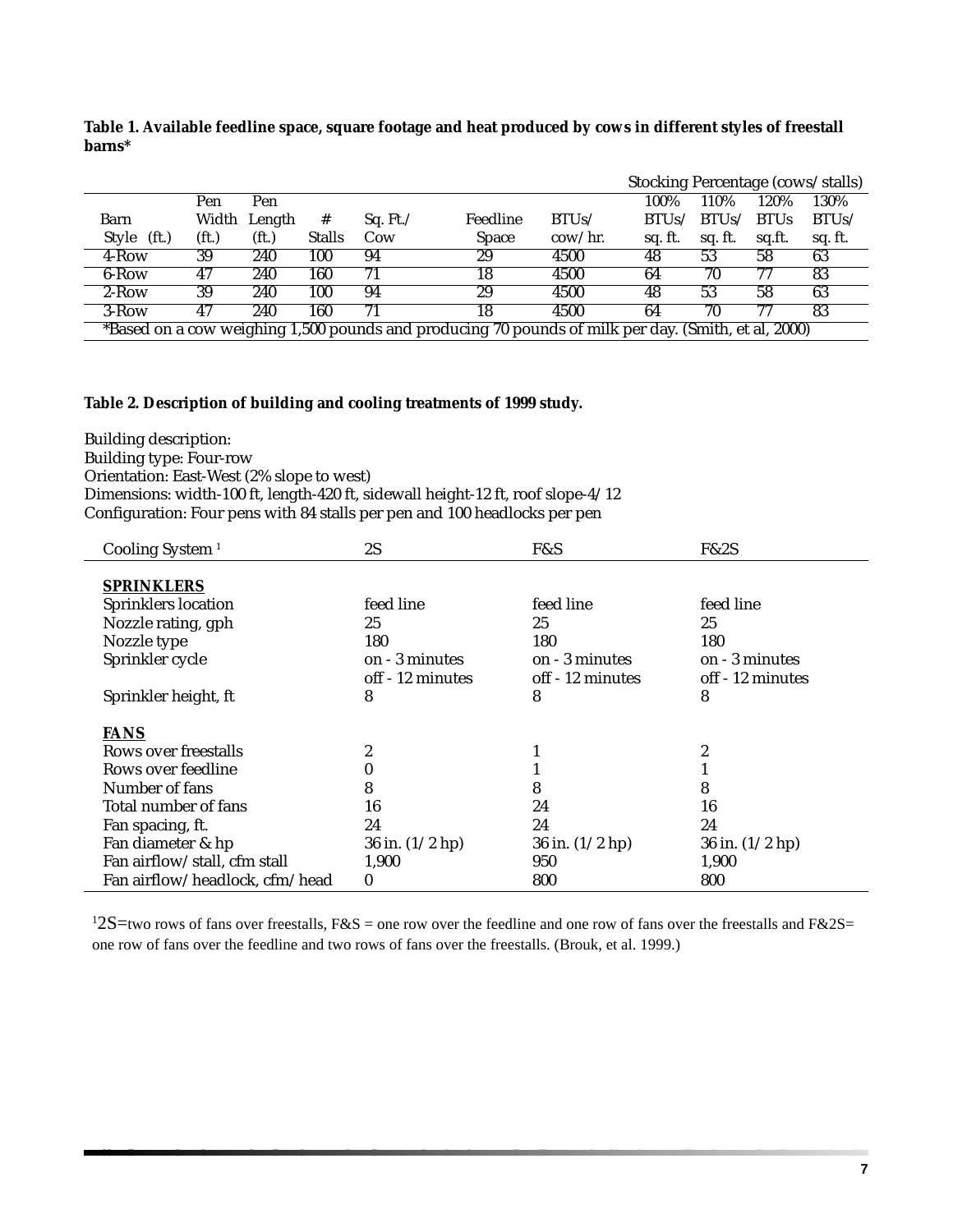**Table 1. Available feedline space, square footage and heat produced by cows in different styles of freestall barns***

| | | | | | | | Stocking Percentage (cows/stalls) | | | |
|---|---|---|---|---|---|---|---|---|---|---|
| Barn Style (ft.) | Pen Width (ft.) | Pen Length (ft.) | # Stalls | Sq. Ft./ Cow | Feedline Space | BTUs/ cow/hr. | 100% BTUs/ sq. ft. | 110% BTUs/ sq. ft. | 120% BTUs sq.ft. | 130% BTUs/ sq. ft. |
| 4-Row | 39 | 240 | 100 | 94 | 29 | 4500 | 48 | 53 | 58 | 63 |
| 6-Row | 47 | 240 | 160 | 71 | 18 | 4500 | 64 | 70 | 77 | 83 |
| 2-Row | 39 | 240 | 100 | 94 | 29 | 4500 | 48 | 53 | 58 | 63 |
| 3-Row | 47 | 240 | 160 | 71 | 18 | 4500 | 64 | 70 | 77 | 83 |

*Based on a cow weighing 1,500 pounds and producing 70 pounds of milk per day. (Smith, et al, 2000)

**Table 2. Description of building and cooling treatments of 1999 study.**

Building description:
Building type: Four-row
Orientation: East-West (2% slope to west)
Dimensions: width-100 ft, length-420 ft, sidewall height-12 ft, roof slope-4/12
Configuration: Four pens with 84 stalls per pen and 100 headlocks per pen

| Cooling System [1] | 2S | F&S | F&2S |
|---|---|---|---|
| **SPRINKLERS** | | | |
| Sprinklers location | feed line | feed line | feed line |
| Nozzle rating, gph | 25 | 25 | 25 |
| Nozzle type | 180 | 180 | 180 |
| Sprinkler cycle | on - 3 minutes off - 12 minutes | on - 3 minutes off - 12 minutes | on - 3 minutes off - 12 minutes |
| Sprinkler height, ft | 8 | 8 | 8 |
| **FANS** | | | |
| Rows over freestalls | 2 | 1 | 2 |
| Rows over feedline | 0 | 1 | 1 |
| Number of fans | 8 | 8 | 8 |
| Total number of fans | 16 | 24 | 16 |
| Fan spacing, ft. | 24 | 24 | 24 |
| Fan diameter & hp | 36 in. (1/2 hp) | 36 in. (1/2 hp) | 36 in. (1/2 hp) |
| Fan airflow/stall, cfm stall | 1,900 | 950 | 1,900 |
| Fan airflow/headlock, cfm/head | 0 | 800 | 800 |

[1] 2S=two rows of fans over freestalls, F&S = one row over the feedline and one row of fans over the freestalls and F&2S= one row of fans over the feedline and two rows of fans over the freestalls. (Brouk, et al. 1999.)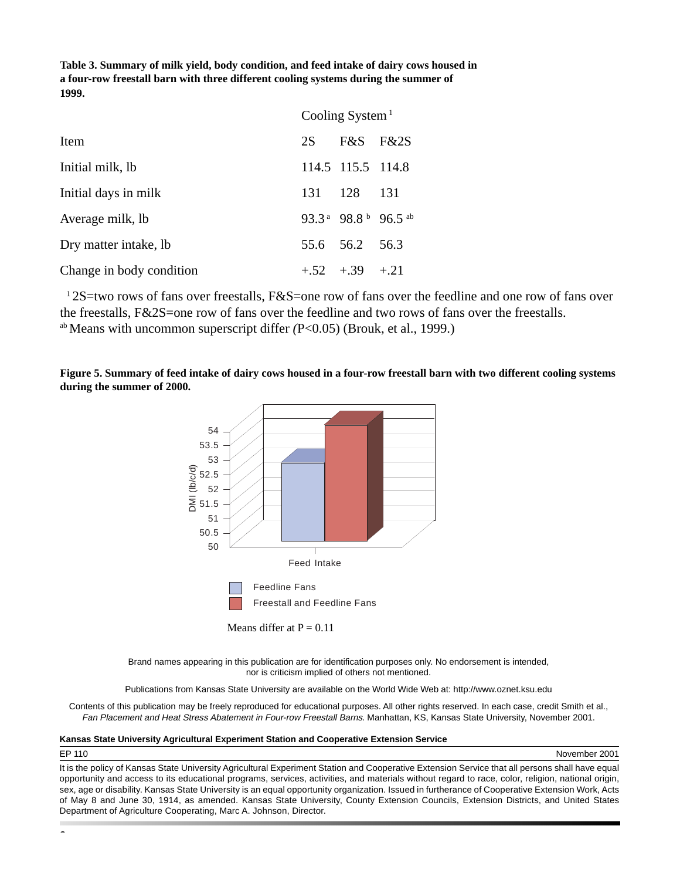**Table 3. Summary of milk yield, body condition, and feed intake of dairy cows housed in a four-row freestall barn with three different cooling systems during the summer of 1999.**

| | Cooling System[1] | | |
|---|---|---|---|
| Item | 2S | F&S | F&2S |
| Initial milk, lb | 114.5 | 115.5 | 114.8 |
| Initial days in milk | 131 | 128 | 131 |
| Average milk, lb | 93.3[a] | 98.8[b] | 96.5[ab] |
| Dry matter intake, lb | 55.6 | 56.2 | 56.3 |
| Change in body condition | +.52 | +.39 | +.21 |

[1] 2S=two rows of fans over freestalls, F&S=one row of fans over the feedline and one row of fans over the freestalls, F&2S=one row of fans over the feedline and two rows of fans over the freestalls.
[ab] Means with uncommon superscript differ ($P<0.05$) (Brouk, et al., 1999.)

**Figure 5. Summary of feed intake of dairy cows housed in a four-row freestall barn with two different cooling systems during the summer of 2000.**

DMI (lb/c/d)

54
53.5
53
52.5
52
51.5
51
50.5
50

Feed Intake

Feedline Fans
Freestall and Feedline Fans

Means differ at P = 0.11

Brand names appearing in this publication are for identification purposes only. No endorsement is intended, nor is criticism implied of others not mentioned.

Publications from Kansas State University are available on the World Wide Web at: http://www.oznet.ksu.edu

Contents of this publication may be freely reproduced for educational purposes. All other rights reserved. In each case, credit Smith et al., *Fan Placement and Heat Stress Abatement in Four-row Freestall Barns.* Manhattan, KS, Kansas State University, November 2001.

**Kansas State University Agricultural Experiment Station and Cooperative Extension Service**

EP 110 November 2001

It is the policy of Kansas State University Agricultural Experiment Station and Cooperative Extension Service that all persons shall have equal opportunity and access to its educational programs, services, activities, and materials without regard to race, color, religion, national origin, sex, age or disability. Kansas State University is an equal opportunity organization. Issued in furtherance of Cooperative Extension Work, Acts of May 8 and June 30, 1914, as amended. Kansas State University, County Extension Councils, Extension Districts, and United States Department of Agriculture Cooperating, Marc A. Johnson, Director.